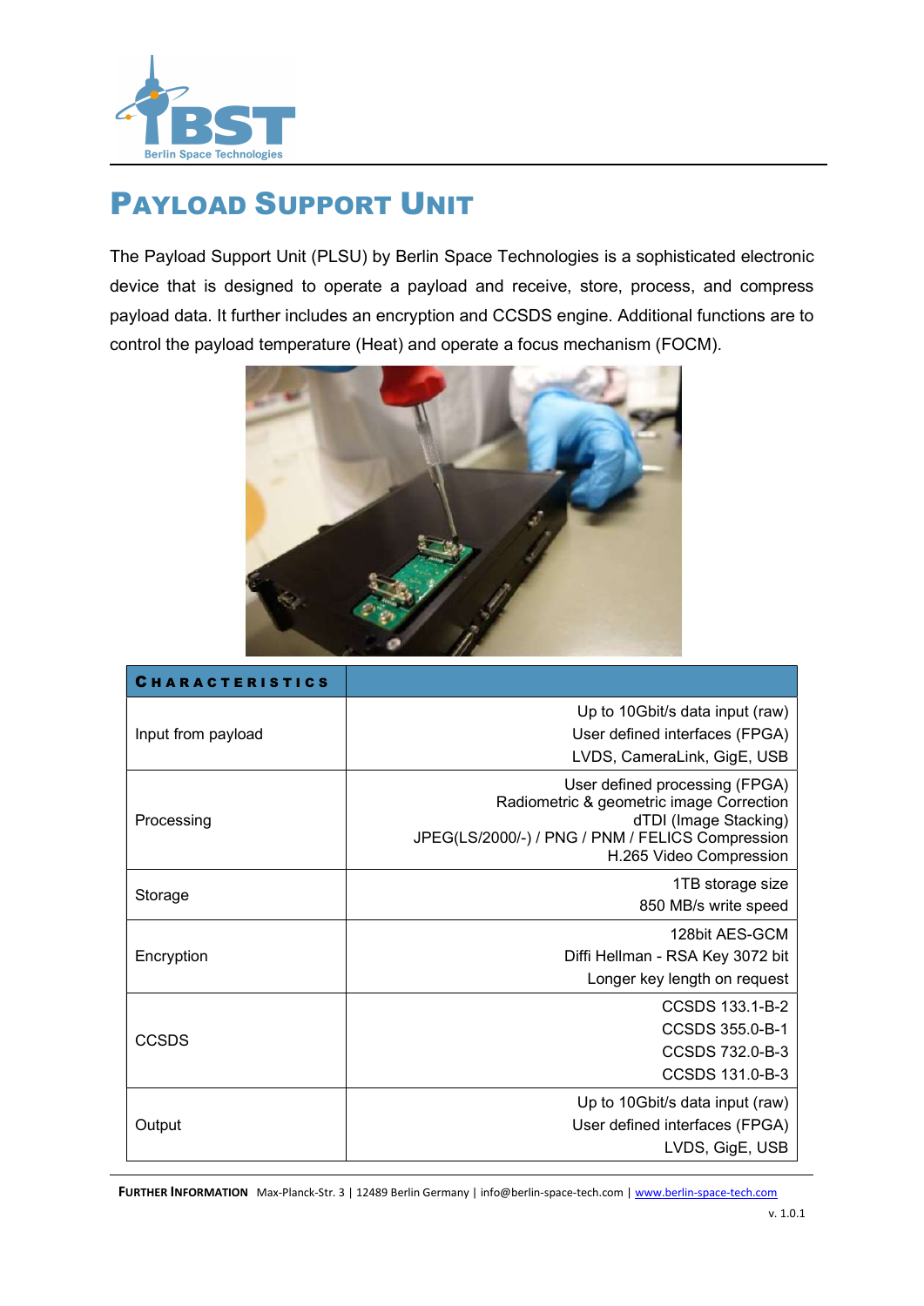# Payload Support Unit

The Payload Support Unit (PLSU) by Berlin Space Technologies is a sophisticated electronic device that is designed to operate a payload and receive, store, process, and compress payload data. It further includes an encryption and CCSDS engine. Additional functions are to control the payload temperature (Heat) and operate a focus mechanism (FOCM).

| Characteristics | |
|---|---|
| Input from payload | Up to 10Gbit/s data input (raw)<br>User defined interfaces (FPGA)<br>LVDS, CameraLink, GigE, USB |
| Processing | User defined processing (FPGA)<br>Radiometric & geometric image Correction<br>dTDI (Image Stacking)<br>JPEG(LS/2000/-) / PNG / PNM / FELICS Compression<br>H.265 Video Compression |
| Storage | 1TB storage size<br>850 MB/s write speed |
| Encryption | 128bit AES-GCM<br>Diffi Hellman - RSA Key 3072 bit<br>Longer key length on request |
| CCSDS | CCSDS 133.1-B-2<br>CCSDS 355.0-B-1<br>CCSDS 732.0-B-3<br>CCSDS 131.0-B-3 |
| Output | Up to 10Gbit/s data input (raw)<br>User defined interfaces (FPGA)<br>LVDS, GigE, USB |

**Further Information** Max-Planck-Str. 3 | 12489 Berlin Germany | info@berlin-space-tech.com | www.berlin-space-tech.com

v. 1.0.1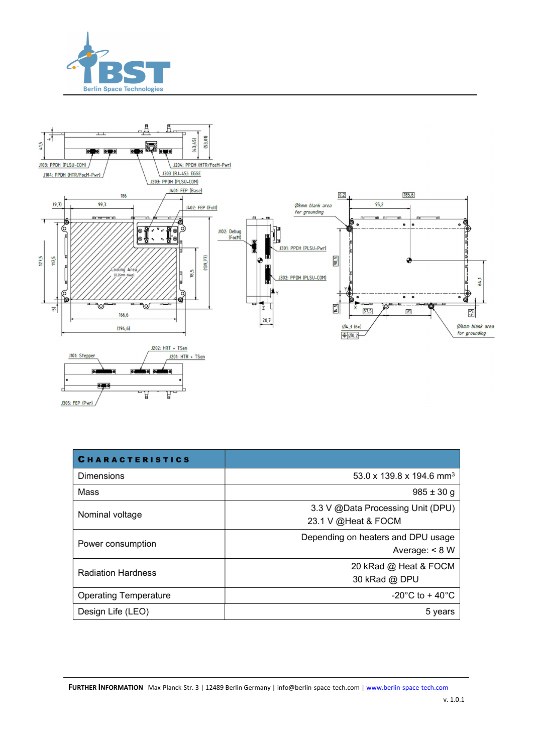| CHARACTERISTICS | |
|---|---|
| Dimensions | 53.0 x 139.8 x 194.6 mm³ |
| Mass | 985 ± 30 g |
| Nominal voltage | 3.3 V @Data Processing Unit (DPU)<br>23.1 V @Heat & FOCM |
| Power consumption | Depending on heaters and DPU usage<br>Average: < 8 W |
| Radiation Hardness | 20 kRad @ Heat & FOCM<br>30 kRad @ DPU |
| Operating Temperature | -20°C to + 40°C |
| Design Life (LEO) | 5 years |

**FURTHER INFORMATION** Max-Planck-Str. 3 | 12489 Berlin Germany | info@berlin-space-tech.com | www.berlin-space-tech.com

v. 1.0.1